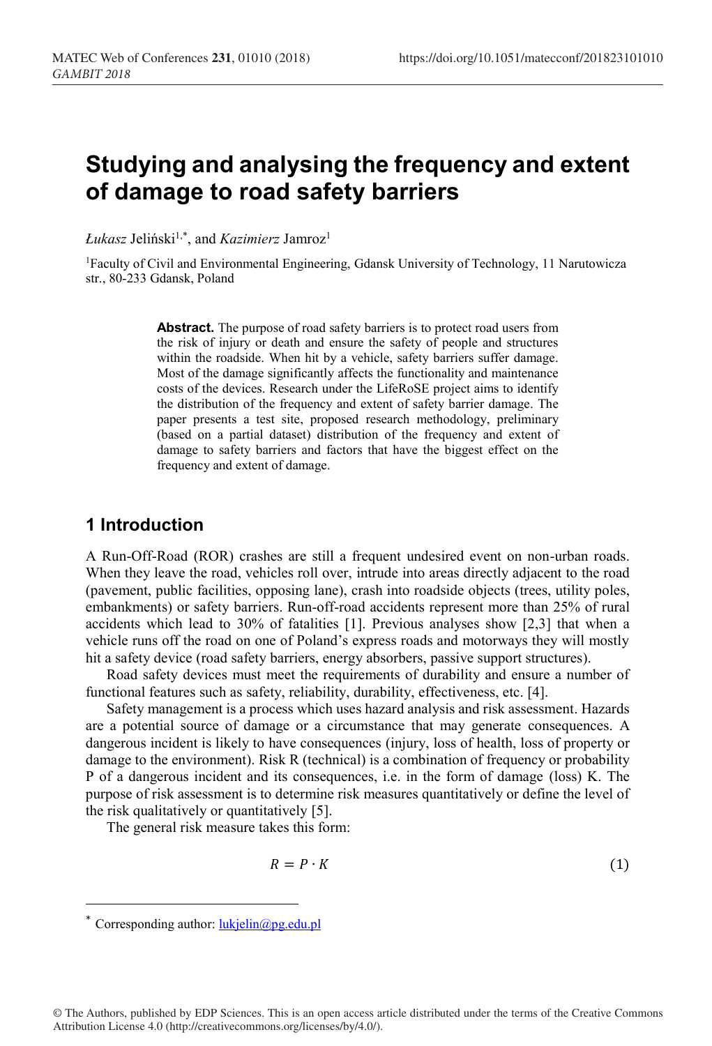# Studying and analysing the frequency and extent of damage to road safety barriers

*Łukasz* Jeliński[1,*], and *Kazimierz* Jamroz[1]

[1]Faculty of Civil and Environmental Engineering, Gdansk University of Technology, 11 Narutowicza str., 80-233 Gdansk, Poland

**Abstract.** The purpose of road safety barriers is to protect road users from the risk of injury or death and ensure the safety of people and structures within the roadside. When hit by a vehicle, safety barriers suffer damage. Most of the damage significantly affects the functionality and maintenance costs of the devices. Research under the LifeRoSE project aims to identify the distribution of the frequency and extent of safety barrier damage. The paper presents a test site, proposed research methodology, preliminary (based on a partial dataset) distribution of the frequency and extent of damage to safety barriers and factors that have the biggest effect on the frequency and extent of damage.

## 1 Introduction

A Run-Off-Road (ROR) crashes are still a frequent undesired event on non-urban roads. When they leave the road, vehicles roll over, intrude into areas directly adjacent to the road (pavement, public facilities, opposing lane), crash into roadside objects (trees, utility poles, embankments) or safety barriers. Run-off-road accidents represent more than 25% of rural accidents which lead to 30% of fatalities [1]. Previous analyses show [2,3] that when a vehicle runs off the road on one of Poland's express roads and motorways they will mostly hit a safety device (road safety barriers, energy absorbers, passive support structures).

Road safety devices must meet the requirements of durability and ensure a number of functional features such as safety, reliability, durability, effectiveness, etc. [4].

Safety management is a process which uses hazard analysis and risk assessment. Hazards are a potential source of damage or a circumstance that may generate consequences. A dangerous incident is likely to have consequences (injury, loss of health, loss of property or damage to the environment). Risk R (technical) is a combination of frequency or probability P of a dangerous incident and its consequences, i.e. in the form of damage (loss) K. The purpose of risk assessment is to determine risk measures quantitatively or define the level of the risk qualitatively or quantitatively [5].

The general risk measure takes this form:

$$R = P \cdot K \tag{1}$$

* Corresponding author: lukjelin@pg.edu.pl

© The Authors, published by EDP Sciences. This is an open access article distributed under the terms of the Creative Commons Attribution License 4.0 (http://creativecommons.org/licenses/by/4.0/).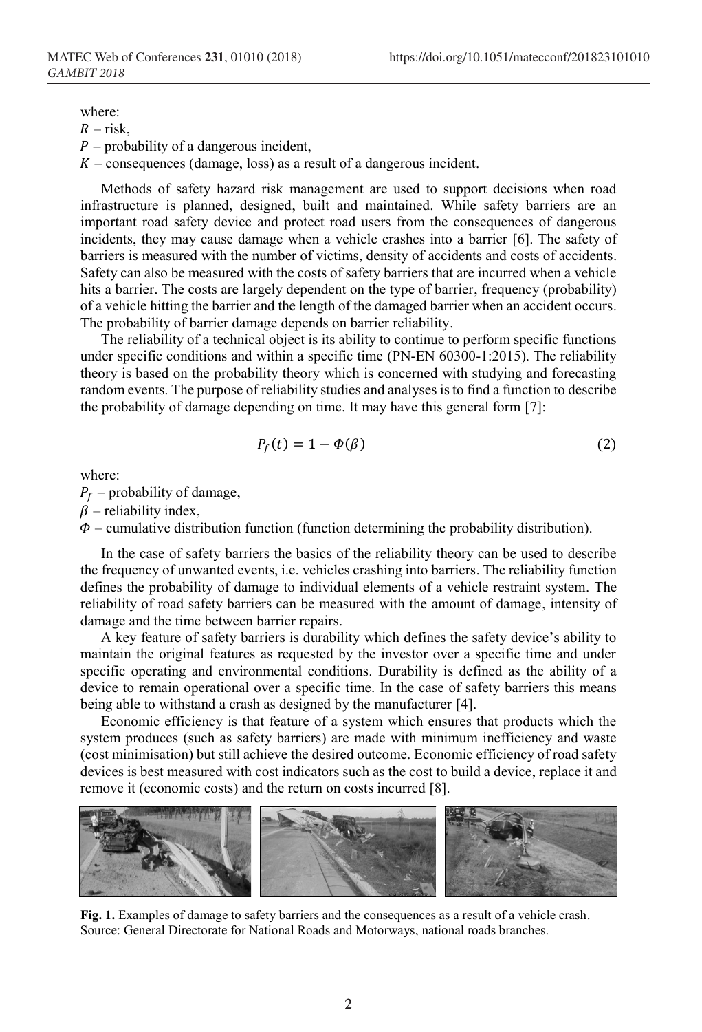where:

$R$ – risk,

$P$ – probability of a dangerous incident,

$K$ – consequences (damage, loss) as a result of a dangerous incident.

Methods of safety hazard risk management are used to support decisions when road infrastructure is planned, designed, built and maintained. While safety barriers are an important road safety device and protect road users from the consequences of dangerous incidents, they may cause damage when a vehicle crashes into a barrier [6]. The safety of barriers is measured with the number of victims, density of accidents and costs of accidents. Safety can also be measured with the costs of safety barriers that are incurred when a vehicle hits a barrier. The costs are largely dependent on the type of barrier, frequency (probability) of a vehicle hitting the barrier and the length of the damaged barrier when an accident occurs. The probability of barrier damage depends on barrier reliability.

The reliability of a technical object is its ability to continue to perform specific functions under specific conditions and within a specific time (PN-EN 60300-1:2015). The reliability theory is based on the probability theory which is concerned with studying and forecasting random events. The purpose of reliability studies and analyses is to find a function to describe the probability of damage depending on time. It may have this general form [7]:

$$P_f(t) = 1 - \Phi(\beta) \tag{2}$$

where:

$P_f$ – probability of damage,

$\beta$ – reliability index,

$\Phi$ – cumulative distribution function (function determining the probability distribution).

In the case of safety barriers the basics of the reliability theory can be used to describe the frequency of unwanted events, i.e. vehicles crashing into barriers. The reliability function defines the probability of damage to individual elements of a vehicle restraint system. The reliability of road safety barriers can be measured with the amount of damage, intensity of damage and the time between barrier repairs.

A key feature of safety barriers is durability which defines the safety device's ability to maintain the original features as requested by the investor over a specific time and under specific operating and environmental conditions. Durability is defined as the ability of a device to remain operational over a specific time. In the case of safety barriers this means being able to withstand a crash as designed by the manufacturer [4].

Economic efficiency is that feature of a system which ensures that products which the system produces (such as safety barriers) are made with minimum inefficiency and waste (cost minimisation) but still achieve the desired outcome. Economic efficiency of road safety devices is best measured with cost indicators such as the cost to build a device, replace it and remove it (economic costs) and the return on costs incurred [8].

**Fig. 1.** Examples of damage to safety barriers and the consequences as a result of a vehicle crash. Source: General Directorate for National Roads and Motorways, national roads branches.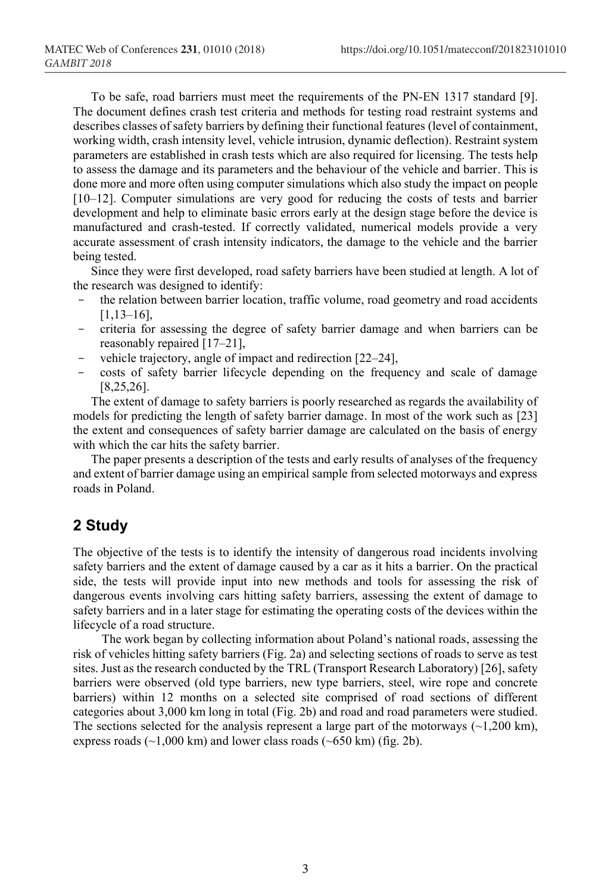To be safe, road barriers must meet the requirements of the PN-EN 1317 standard [9]. The document defines crash test criteria and methods for testing road restraint systems and describes classes of safety barriers by defining their functional features (level of containment, working width, crash intensity level, vehicle intrusion, dynamic deflection). Restraint system parameters are established in crash tests which are also required for licensing. The tests help to assess the damage and its parameters and the behaviour of the vehicle and barrier. This is done more and more often using computer simulations which also study the impact on people [10–12]. Computer simulations are very good for reducing the costs of tests and barrier development and help to eliminate basic errors early at the design stage before the device is manufactured and crash-tested. If correctly validated, numerical models provide a very accurate assessment of crash intensity indicators, the damage to the vehicle and the barrier being tested.

Since they were first developed, road safety barriers have been studied at length. A lot of the research was designed to identify:

- the relation between barrier location, traffic volume, road geometry and road accidents [1,13–16],
- criteria for assessing the degree of safety barrier damage and when barriers can be reasonably repaired [17–21],
- vehicle trajectory, angle of impact and redirection [22–24],
- costs of safety barrier lifecycle depending on the frequency and scale of damage [8,25,26].

The extent of damage to safety barriers is poorly researched as regards the availability of models for predicting the length of safety barrier damage. In most of the work such as [23] the extent and consequences of safety barrier damage are calculated on the basis of energy with which the car hits the safety barrier.

The paper presents a description of the tests and early results of analyses of the frequency and extent of barrier damage using an empirical sample from selected motorways and express roads in Poland.

## 2 Study

The objective of the tests is to identify the intensity of dangerous road incidents involving safety barriers and the extent of damage caused by a car as it hits a barrier. On the practical side, the tests will provide input into new methods and tools for assessing the risk of dangerous events involving cars hitting safety barriers, assessing the extent of damage to safety barriers and in a later stage for estimating the operating costs of the devices within the lifecycle of a road structure.

The work began by collecting information about Poland's national roads, assessing the risk of vehicles hitting safety barriers (Fig. 2a) and selecting sections of roads to serve as test sites. Just as the research conducted by the TRL (Transport Research Laboratory) [26], safety barriers were observed (old type barriers, new type barriers, steel, wire rope and concrete barriers) within 12 months on a selected site comprised of road sections of different categories about 3,000 km long in total (Fig. 2b) and road and road parameters were studied. The sections selected for the analysis represent a large part of the motorways (~1,200 km), express roads (~1,000 km) and lower class roads (~650 km) (fig. 2b).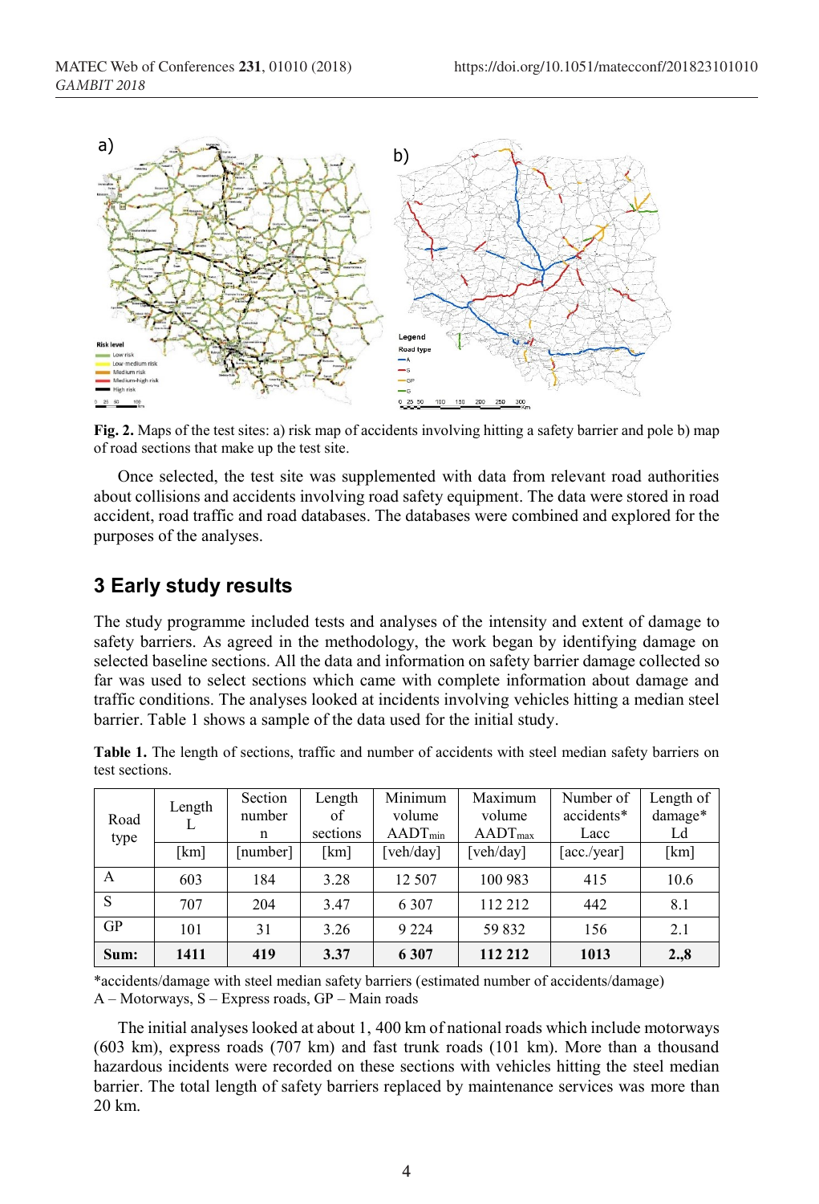a)

Risk level
Low risk
Low-medium risk
Medium risk
Medium-high risk
High risk

b)

Legend
Road type
A
S
GP
G

**Fig. 2.** Maps of the test sites: a) risk map of accidents involving hitting a safety barrier and pole b) map of road sections that make up the test site.

Once selected, the test site was supplemented with data from relevant road authorities about collisions and accidents involving road safety equipment. The data were stored in road accident, road traffic and road databases. The databases were combined and explored for the purposes of the analyses.

## 3 Early study results

The study programme included tests and analyses of the intensity and extent of damage to safety barriers. As agreed in the methodology, the work began by identifying damage on selected baseline sections. All the data and information on safety barrier damage collected so far was used to select sections which came with complete information about damage and traffic conditions. The analyses looked at incidents involving vehicles hitting a median steel barrier. Table 1 shows a sample of the data used for the initial study.

**Table 1.** The length of sections, traffic and number of accidents with steel median safety barriers on test sections.

| Road type | Length L | Section number n | Length of sections | Minimum volume $AADT_{min}$ | Maximum volume $AADT_{max}$ | Number of accidents* Lacc | Length of damage* Ld |
|---|---|---|---|---|---|---|---|
| | [km] | [number] | [km] | [veh/day] | [veh/day] | [acc./year] | [km] |
| A | 603 | 184 | 3.28 | 12 507 | 100 983 | 415 | 10.6 |
| S | 707 | 204 | 3.47 | 6 307 | 112 212 | 442 | 8.1 |
| GP | 101 | 31 | 3.26 | 9 224 | 59 832 | 156 | 2.1 |
| **Sum:** | **1411** | **419** | **3.37** | **6 307** | **112 212** | **1013** | **2.,8** |

*accidents/damage with steel median safety barriers (estimated number of accidents/damage)
A – Motorways, S – Express roads, GP – Main roads

The initial analyses looked at about 1, 400 km of national roads which include motorways (603 km), express roads (707 km) and fast trunk roads (101 km). More than a thousand hazardous incidents were recorded on these sections with vehicles hitting the steel median barrier. The total length of safety barriers replaced by maintenance services was more than 20 km.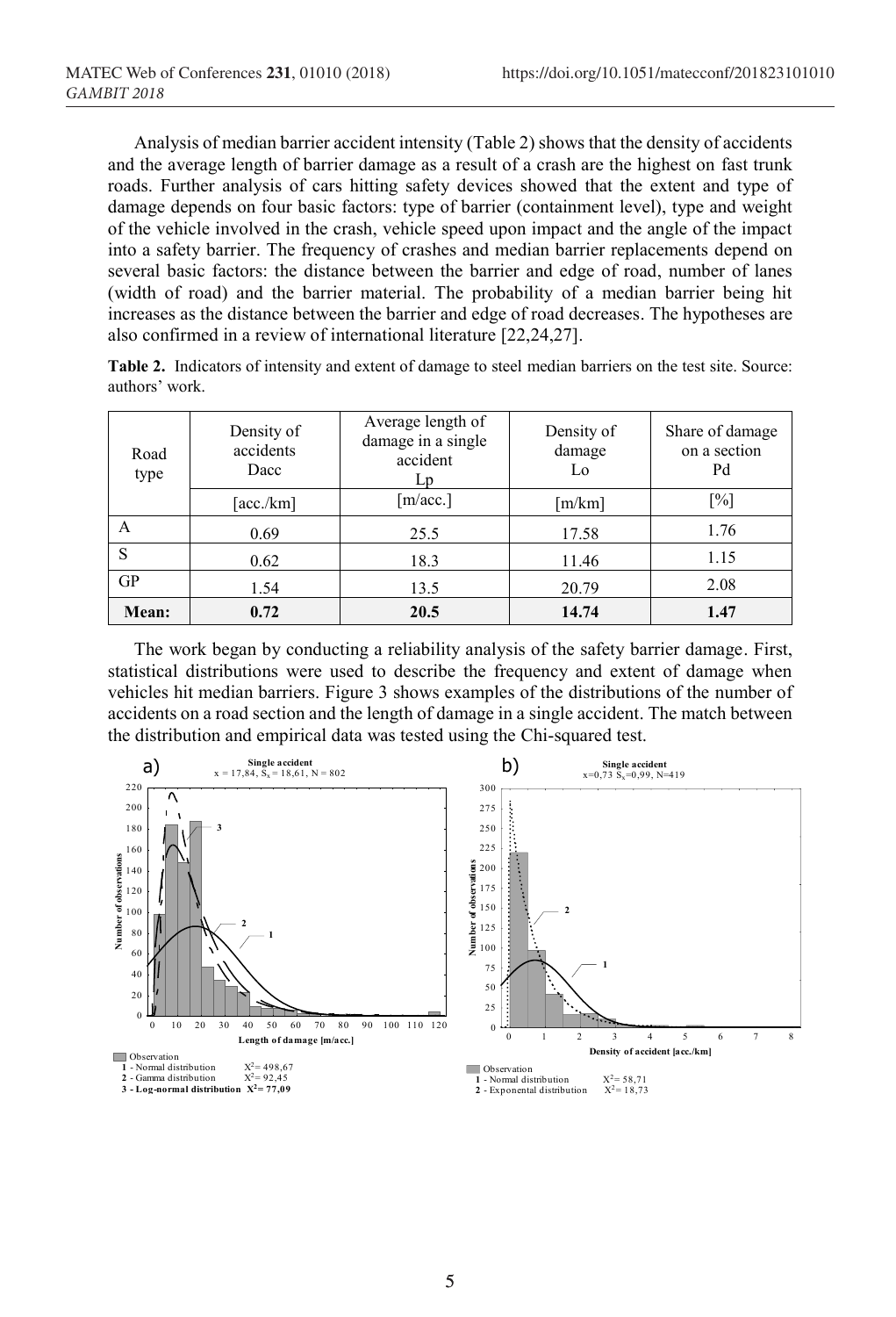Analysis of median barrier accident intensity (Table 2) shows that the density of accidents and the average length of barrier damage as a result of a crash are the highest on fast trunk roads. Further analysis of cars hitting safety devices showed that the extent and type of damage depends on four basic factors: type of barrier (containment level), type and weight of the vehicle involved in the crash, vehicle speed upon impact and the angle of the impact into a safety barrier. The frequency of crashes and median barrier replacements depend on several basic factors: the distance between the barrier and edge of road, number of lanes (width of road) and the barrier material. The probability of a median barrier being hit increases as the distance between the barrier and edge of road decreases. The hypotheses are also confirmed in a review of international literature [22,24,27].

**Table 2.** Indicators of intensity and extent of damage to steel median barriers on the test site. Source: authors' work.

| Road type | Density of accidents Dacc | Average length of damage in a single accident Lp | Density of damage Lo | Share of damage on a section Pd |
|---|---|---|---|---|
| | [acc./km] | [m/acc.] | [m/km] | [%] |
| A | 0.69 | 25.5 | 17.58 | 1.76 |
| S | 0.62 | 18.3 | 11.46 | 1.15 |
| GP | 1.54 | 13.5 | 20.79 | 2.08 |
| **Mean:** | **0.72** | **20.5** | **14.74** | **1.47** |

The work began by conducting a reliability analysis of the safety barrier damage. First, statistical distributions were used to describe the frequency and extent of damage when vehicles hit median barriers. Figure 3 shows examples of the distributions of the number of accidents on a road section and the length of damage in a single accident. The match between the distribution and empirical data was tested using the Chi-squared test.

a)
Single accident
x = 17,84, $S_x$ = 18,61, N = 802
Number of observations
Length of damage [m/acc.]
Observation
1 - Normal distribution $X^2$= 498,67
2 - Gamma distribution $X^2$= 92,45
**3 - Log-normal distribution $X^2$= 77,09**

b)
Single accident
x=0,73 $S_x$=0,99, N=419
Number of observations
Density of accident [acc./km]
Observation
1 - Normal distribution $X^2$= 58,71
2 - Exponental distribution $X^2$= 18,73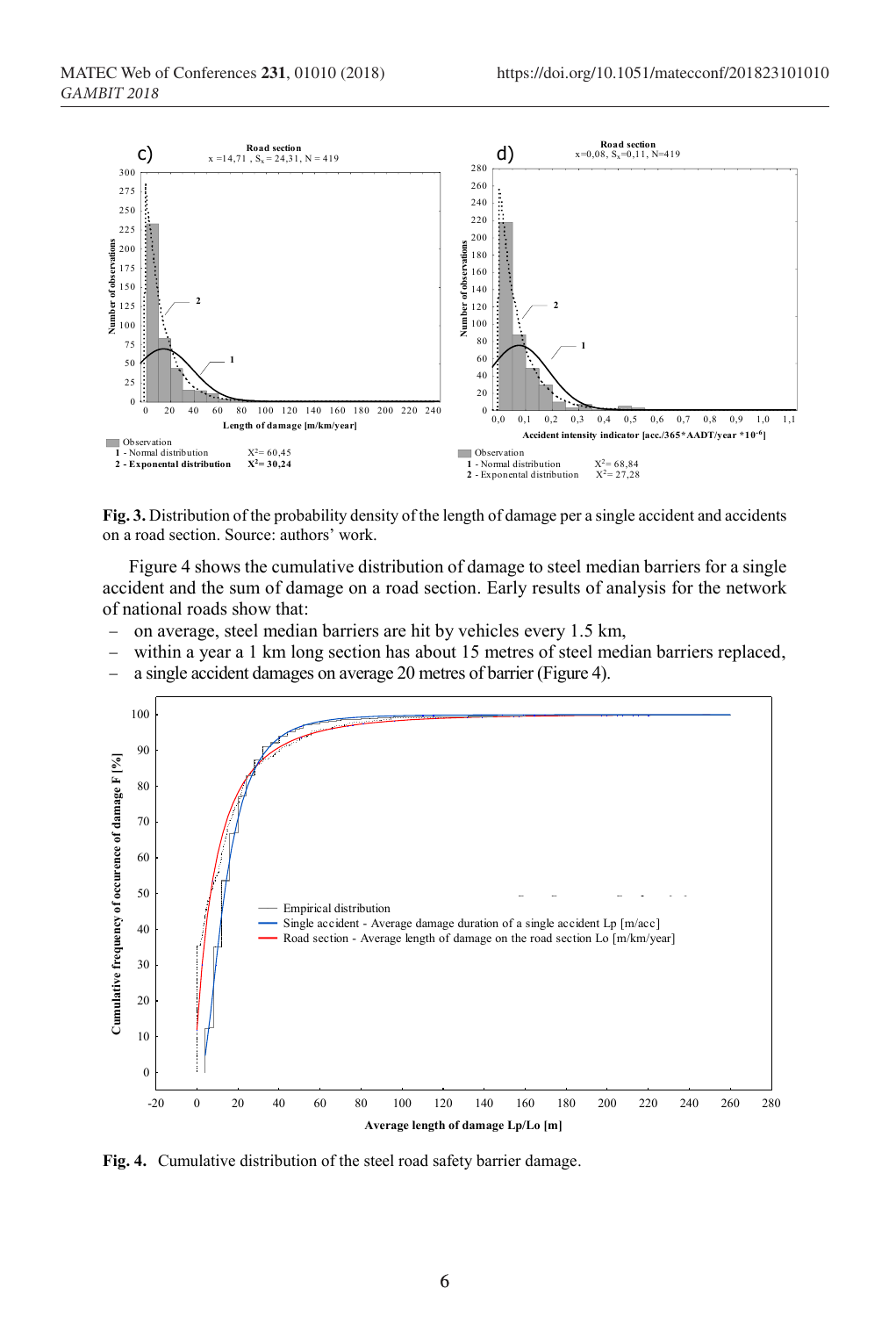c)

Road section
x =14,71 , $S_x$ = 24,31, N = 419

Number of observations

Length of damage [m/km/year]

Observation
1 - Normal distribution $X^2$= 60,45
2 - Exponental distribution $X^2$= 30,24

d)

Road section
x=0,08, $S_x$=0,11, N=419

Number of observations

Accident intensity indicator [acc./365*AADT/year *10$^{-6}$]

Observation
1 - Normal distribution $X^2$= 68,84
2 - Exponental distribution $X^2$= 27,28

**Fig. 3.** Distribution of the probability density of the length of damage per a single accident and accidents on a road section. Source: authors' work.

Figure 4 shows the cumulative distribution of damage to steel median barriers for a single accident and the sum of damage on a road section. Early results of analysis for the network of national roads show that:

- on average, steel median barriers are hit by vehicles every 1.5 km,
- within a year a 1 km long section has about 15 metres of steel median barriers replaced,
- a single accident damages on average 20 metres of barrier (Figure 4).

Cumulative frequency of occurence of damage F [%]

Empirical distribution
Single accident - Average damage duration of a single accident Lp [m/acc]
Road section - Average length of damage on the road section Lo [m/km/year]

Average length of damage Lp/Lo [m]

**Fig. 4.** Cumulative distribution of the steel road safety barrier damage.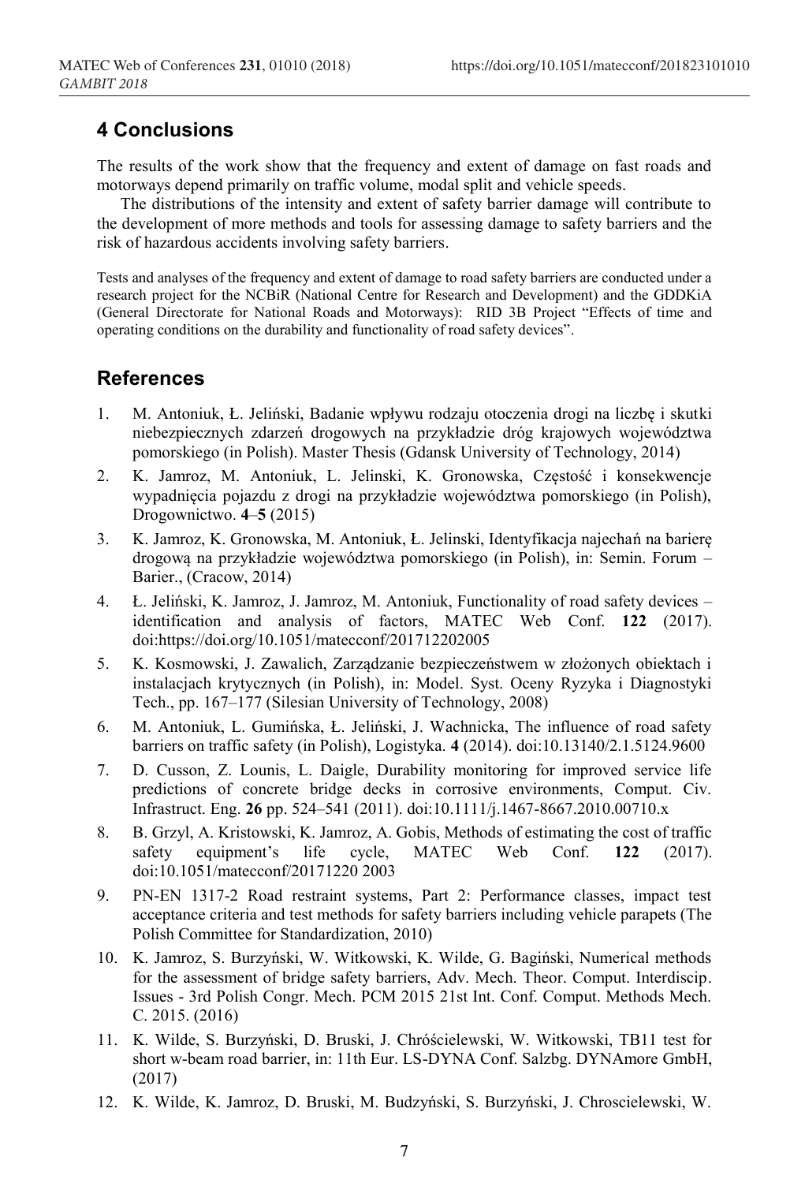## 4 Conclusions

The results of the work show that the frequency and extent of damage on fast roads and motorways depend primarily on traffic volume, modal split and vehicle speeds.

The distributions of the intensity and extent of safety barrier damage will contribute to the development of more methods and tools for assessing damage to safety barriers and the risk of hazardous accidents involving safety barriers.

Tests and analyses of the frequency and extent of damage to road safety barriers are conducted under a research project for the NCBiR (National Centre for Research and Development) and the GDDKiA (General Directorate for National Roads and Motorways): RID 3B Project "Effects of time and operating conditions on the durability and functionality of road safety devices".

## References

1. M. Antoniuk, Ł. Jeliński, Badanie wpływu rodzaju otoczenia drogi na liczbę i skutki niebezpiecznych zdarzeń drogowych na przykładzie dróg krajowych województwa pomorskiego (in Polish). Master Thesis (Gdansk University of Technology, 2014)
2. K. Jamroz, M. Antoniuk, L. Jelinski, K. Gronowska, Częstość i konsekwencje wypadnięcia pojazdu z drogi na przykładzie województwa pomorskiego (in Polish), Drogownictwo. **4**–**5** (2015)
3. K. Jamroz, K. Gronowska, M. Antoniuk, Ł. Jelinski, Identyfikacja najechań na barierę drogową na przykładzie województwa pomorskiego (in Polish), in: Semin. Forum – Barier., (Cracow, 2014)
4. Ł. Jeliński, K. Jamroz, J. Jamroz, M. Antoniuk, Functionality of road safety devices – identification and analysis of factors, MATEC Web Conf. **122** (2017). doi:https://doi.org/10.1051/matecconf/201712202005
5. K. Kosmowski, J. Zawalich, Zarządzanie bezpieczeństwem w złożonych obiektach i instalacjach krytycznych (in Polish), in: Model. Syst. Oceny Ryzyka i Diagnostyki Tech., pp. 167–177 (Silesian University of Technology, 2008)
6. M. Antoniuk, L. Gumińska, Ł. Jeliński, J. Wachnicka, The influence of road safety barriers on traffic safety (in Polish), Logistyka. **4** (2014). doi:10.13140/2.1.5124.9600
7. D. Cusson, Z. Lounis, L. Daigle, Durability monitoring for improved service life predictions of concrete bridge decks in corrosive environments, Comput. Civ. Infrastruct. Eng. **26** pp. 524–541 (2011). doi:10.1111/j.1467-8667.2010.00710.x
8. B. Grzyl, A. Kristowski, K. Jamroz, A. Gobis, Methods of estimating the cost of traffic safety equipment's life cycle, MATEC Web Conf. **122** (2017). doi:10.1051/matecconf/20171220 2003
9. PN-EN 1317-2 Road restraint systems, Part 2: Performance classes, impact test acceptance criteria and test methods for safety barriers including vehicle parapets (The Polish Committee for Standardization, 2010)
10. K. Jamroz, S. Burzyński, W. Witkowski, K. Wilde, G. Bagiński, Numerical methods for the assessment of bridge safety barriers, Adv. Mech. Theor. Comput. Interdiscip. Issues - 3rd Polish Congr. Mech. PCM 2015 21st Int. Conf. Comput. Methods Mech. C. 2015. (2016)
11. K. Wilde, S. Burzyński, D. Bruski, J. Chróścielewski, W. Witkowski, TB11 test for short w-beam road barrier, in: 11th Eur. LS-DYNA Conf. Salzbg. DYNAmore GmbH, (2017)
12. K. Wilde, K. Jamroz, D. Bruski, M. Budzyński, S. Burzyński, J. Chroscielewski, W.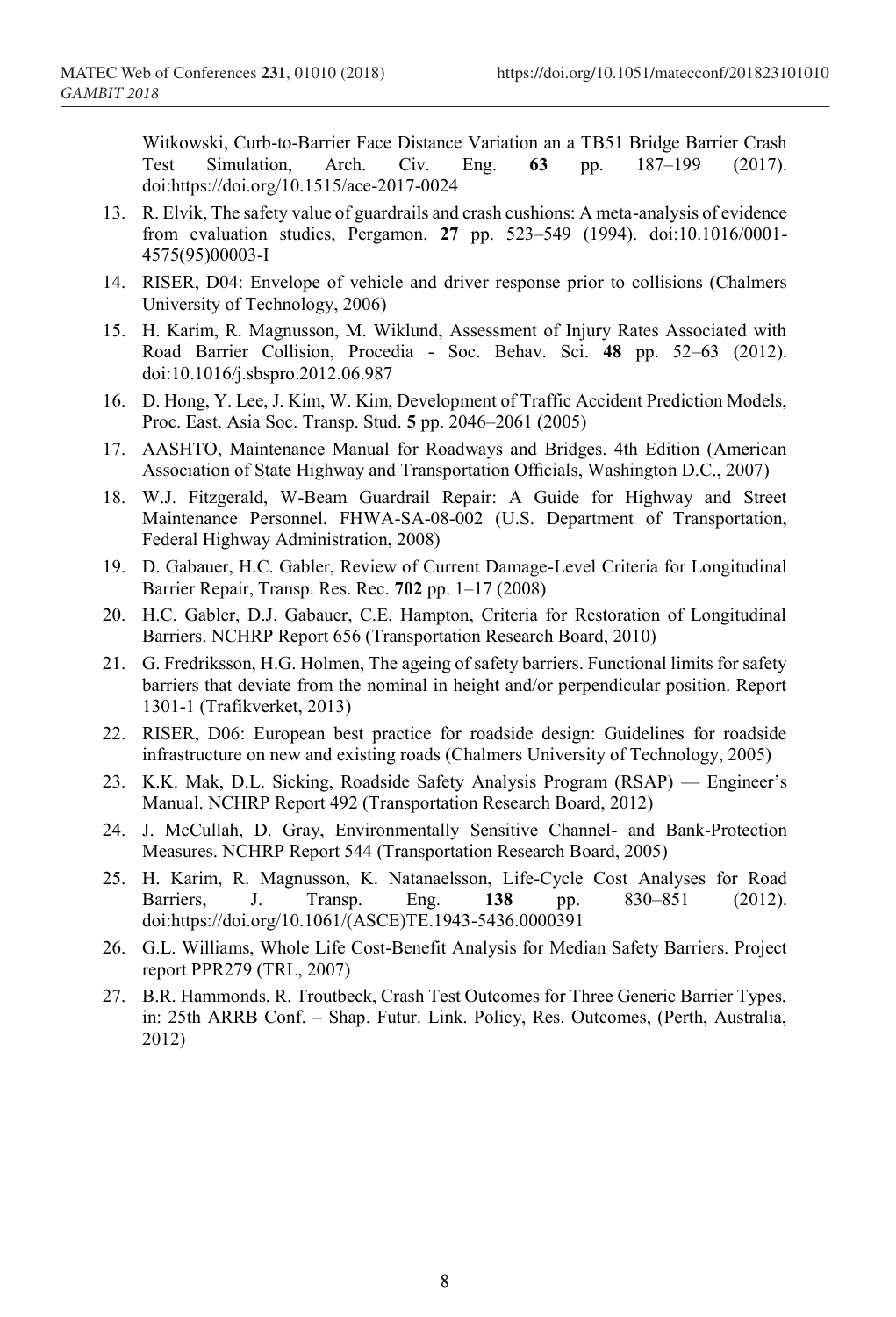Witkowski, Curb-to-Barrier Face Distance Variation an a TB51 Bridge Barrier Crash Test Simulation, Arch. Civ. Eng. **63** pp. 187–199 (2017). doi:https://doi.org/10.1515/ace-2017-0024

13. R. Elvik, The safety value of guardrails and crash cushions: A meta-analysis of evidence from evaluation studies, Pergamon. **27** pp. 523–549 (1994). doi:10.1016/0001-4575(95)00003-I
14. RISER, D04: Envelope of vehicle and driver response prior to collisions (Chalmers University of Technology, 2006)
15. H. Karim, R. Magnusson, M. Wiklund, Assessment of Injury Rates Associated with Road Barrier Collision, Procedia - Soc. Behav. Sci. **48** pp. 52–63 (2012). doi:10.1016/j.sbspro.2012.06.987
16. D. Hong, Y. Lee, J. Kim, W. Kim, Development of Traffic Accident Prediction Models, Proc. East. Asia Soc. Transp. Stud. **5** pp. 2046–2061 (2005)
17. AASHTO, Maintenance Manual for Roadways and Bridges. 4th Edition (American Association of State Highway and Transportation Officials, Washington D.C., 2007)
18. W.J. Fitzgerald, W-Beam Guardrail Repair: A Guide for Highway and Street Maintenance Personnel. FHWA-SA-08-002 (U.S. Department of Transportation, Federal Highway Administration, 2008)
19. D. Gabauer, H.C. Gabler, Review of Current Damage-Level Criteria for Longitudinal Barrier Repair, Transp. Res. Rec. **702** pp. 1–17 (2008)
20. H.C. Gabler, D.J. Gabauer, C.E. Hampton, Criteria for Restoration of Longitudinal Barriers. NCHRP Report 656 (Transportation Research Board, 2010)
21. G. Fredriksson, H.G. Holmen, The ageing of safety barriers. Functional limits for safety barriers that deviate from the nominal in height and/or perpendicular position. Report 1301-1 (Trafikverket, 2013)
22. RISER, D06: European best practice for roadside design: Guidelines for roadside infrastructure on new and existing roads (Chalmers University of Technology, 2005)
23. K.K. Mak, D.L. Sicking, Roadside Safety Analysis Program (RSAP) — Engineer's Manual. NCHRP Report 492 (Transportation Research Board, 2012)
24. J. McCullah, D. Gray, Environmentally Sensitive Channel- and Bank-Protection Measures. NCHRP Report 544 (Transportation Research Board, 2005)
25. H. Karim, R. Magnusson, K. Natanaelsson, Life-Cycle Cost Analyses for Road Barriers, J. Transp. Eng. **138** pp. 830–851 (2012). doi:https://doi.org/10.1061/(ASCE)TE.1943-5436.0000391
26. G.L. Williams, Whole Life Cost-Benefit Analysis for Median Safety Barriers. Project report PPR279 (TRL, 2007)
27. B.R. Hammonds, R. Troutbeck, Crash Test Outcomes for Three Generic Barrier Types, in: 25th ARRB Conf. – Shap. Futur. Link. Policy, Res. Outcomes, (Perth, Australia, 2012)